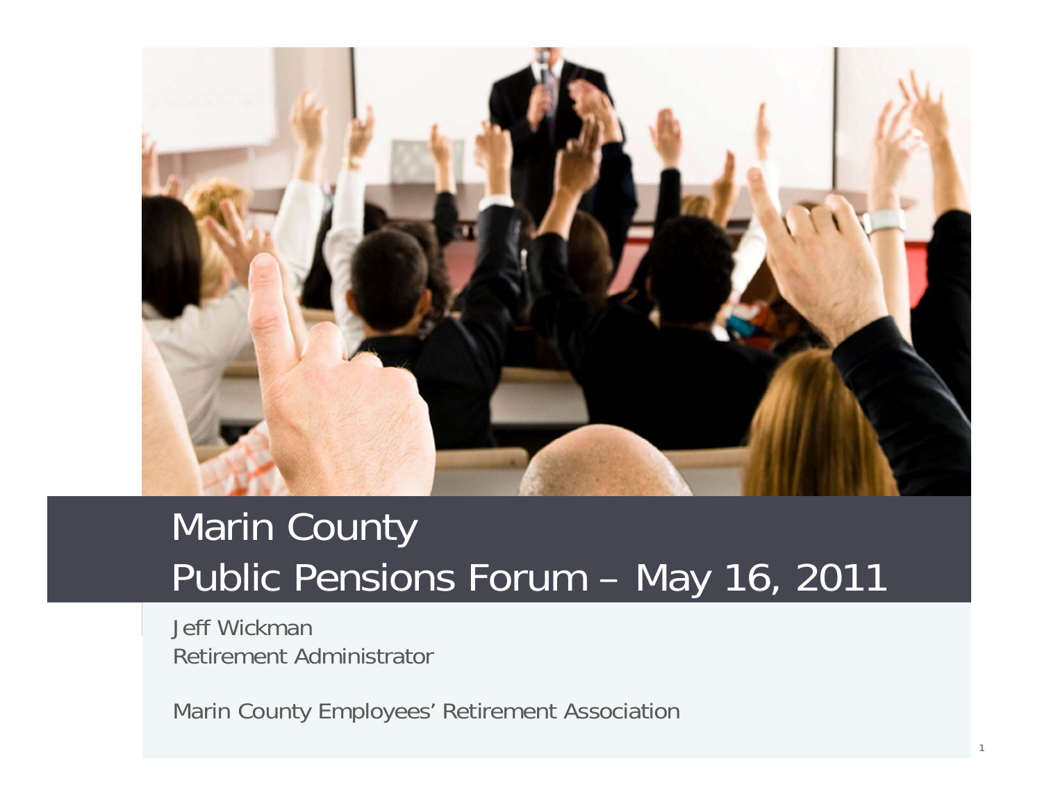# Marin County
# Public Pensions Forum – May 16, 2011

Jeff Wickman
Retirement Administrator

Marin County Employees' Retirement Association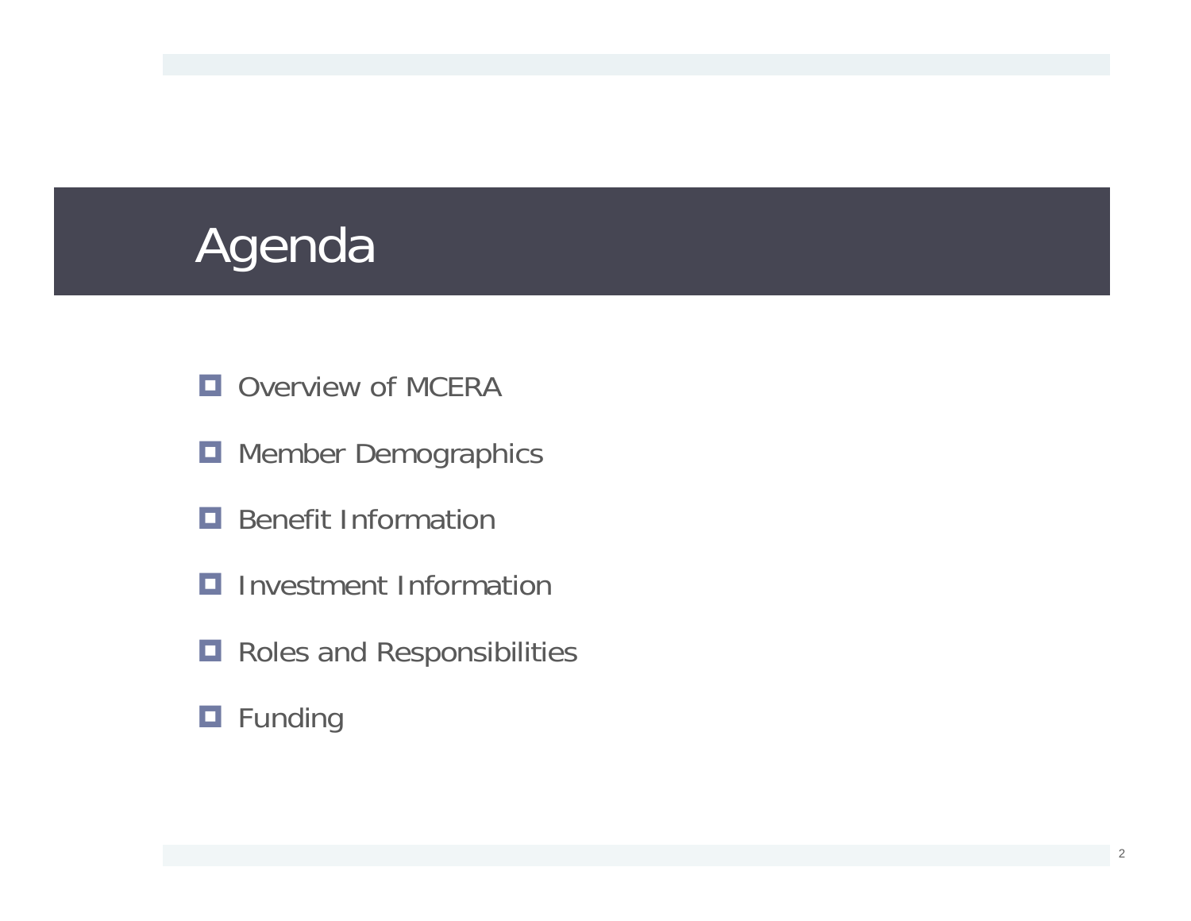# Agenda

- Overview of MCERA
- Member Demographics
- Benefit Information
- Investment Information
- Roles and Responsibilities
- Funding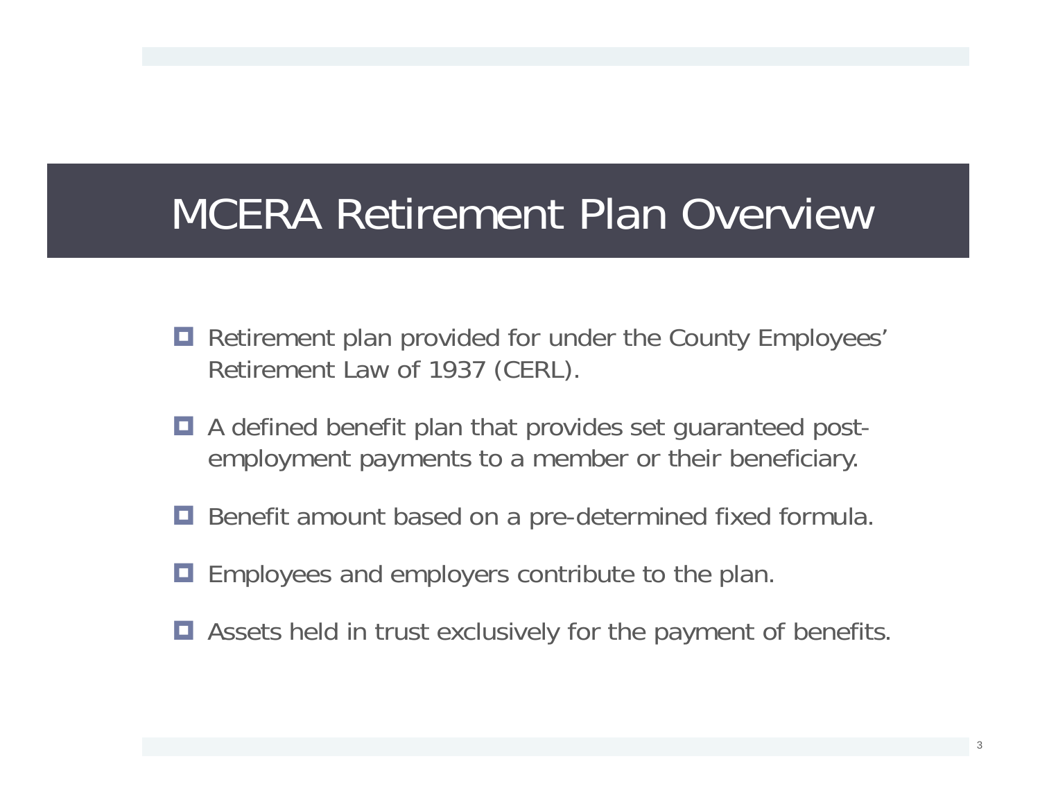# MCERA Retirement Plan Overview

- Retirement plan provided for under the County Employees' Retirement Law of 1937 (CERL).
- A defined benefit plan that provides set guaranteed post-employment payments to a member or their beneficiary.
- Benefit amount based on a pre-determined fixed formula.
- Employees and employers contribute to the plan.
- Assets held in trust exclusively for the payment of benefits.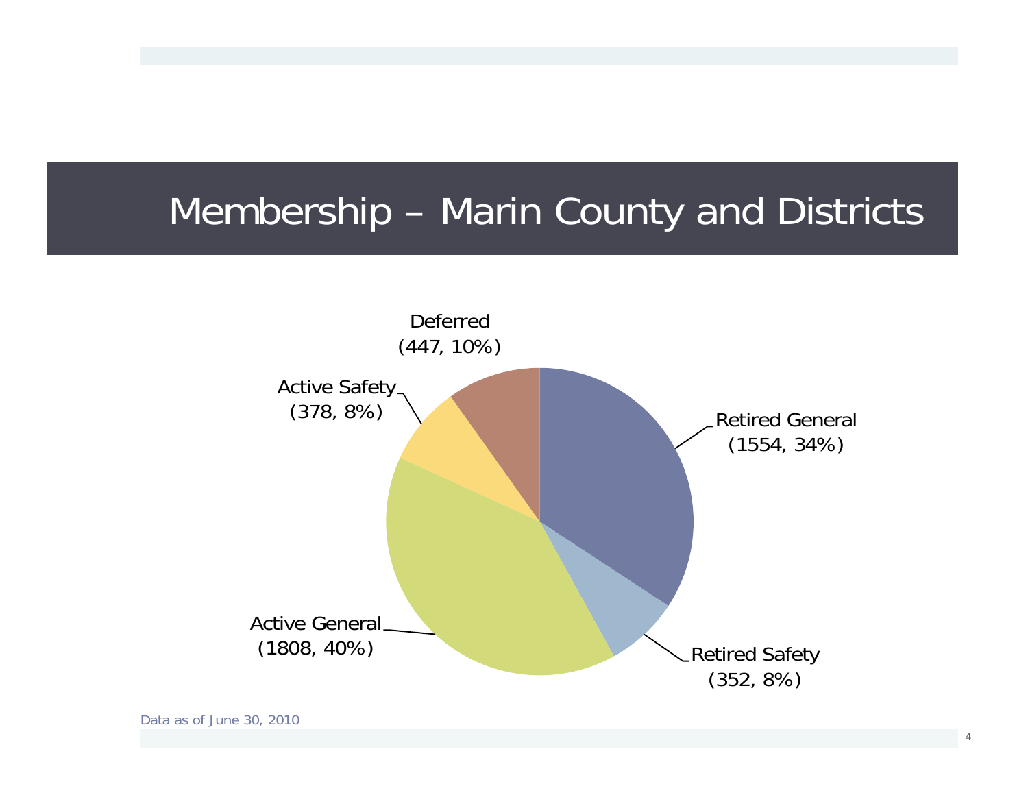# Membership – Marin County and Districts

| Category | Members | Percent |
|---|---|---|
| Retired General | 1554 | 34% |
| Retired Safety | 352 | 8% |
| Active General | 1808 | 40% |
| Active Safety | 378 | 8% |
| Deferred | 447 | 10% |

Data as of June 30, 2010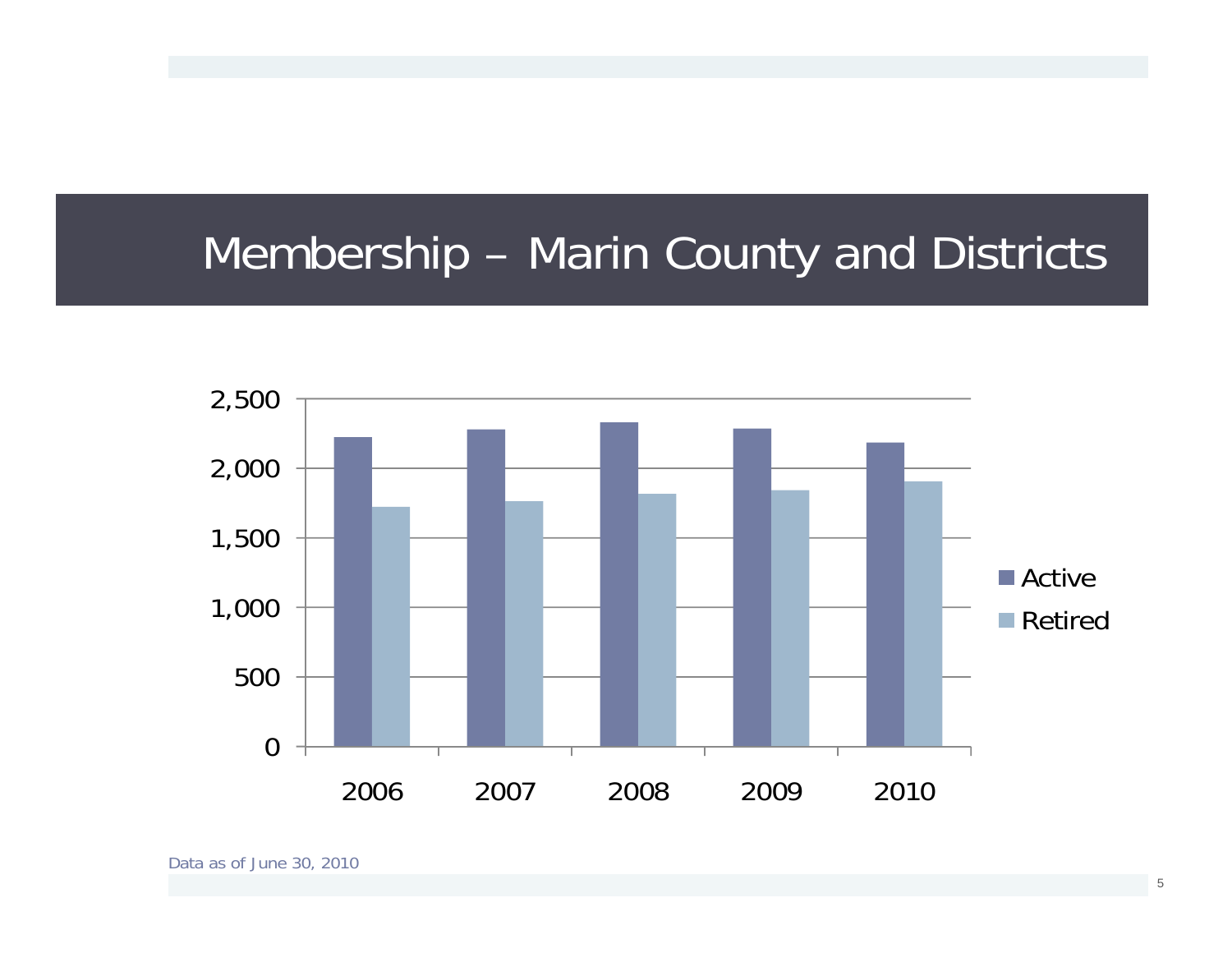# Membership – Marin County and Districts

2,500
2,000
1,500
1,000
500
0

2006 2007 2008 2009 2010

Active
Retired

Data as of June 30, 2010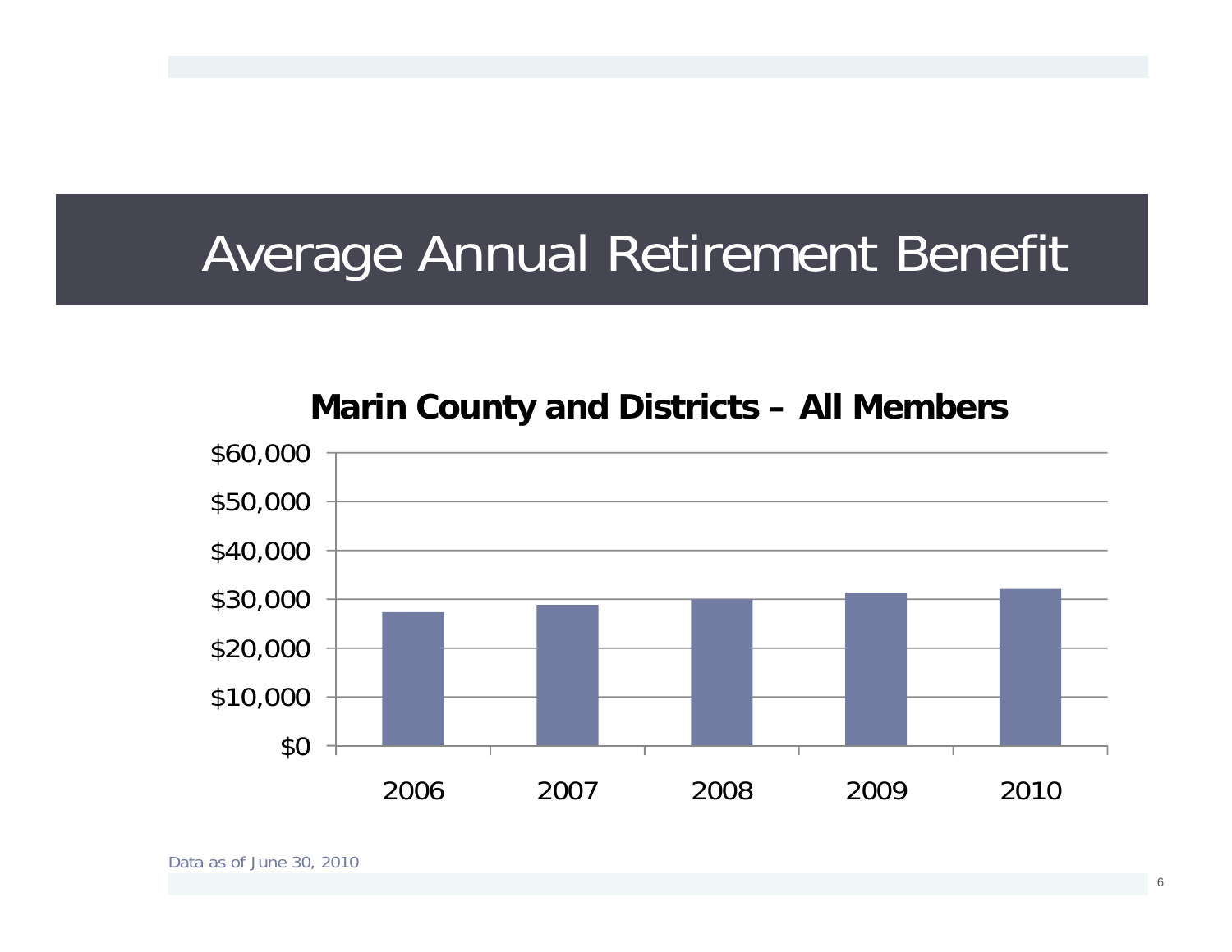# Average Annual Retirement Benefit

**Marin County and Districts – All Members**

$60,000
$50,000
$40,000
$30,000
$20,000
$10,000
$0

2006 2007 2008 2009 2010

Data as of June 30, 2010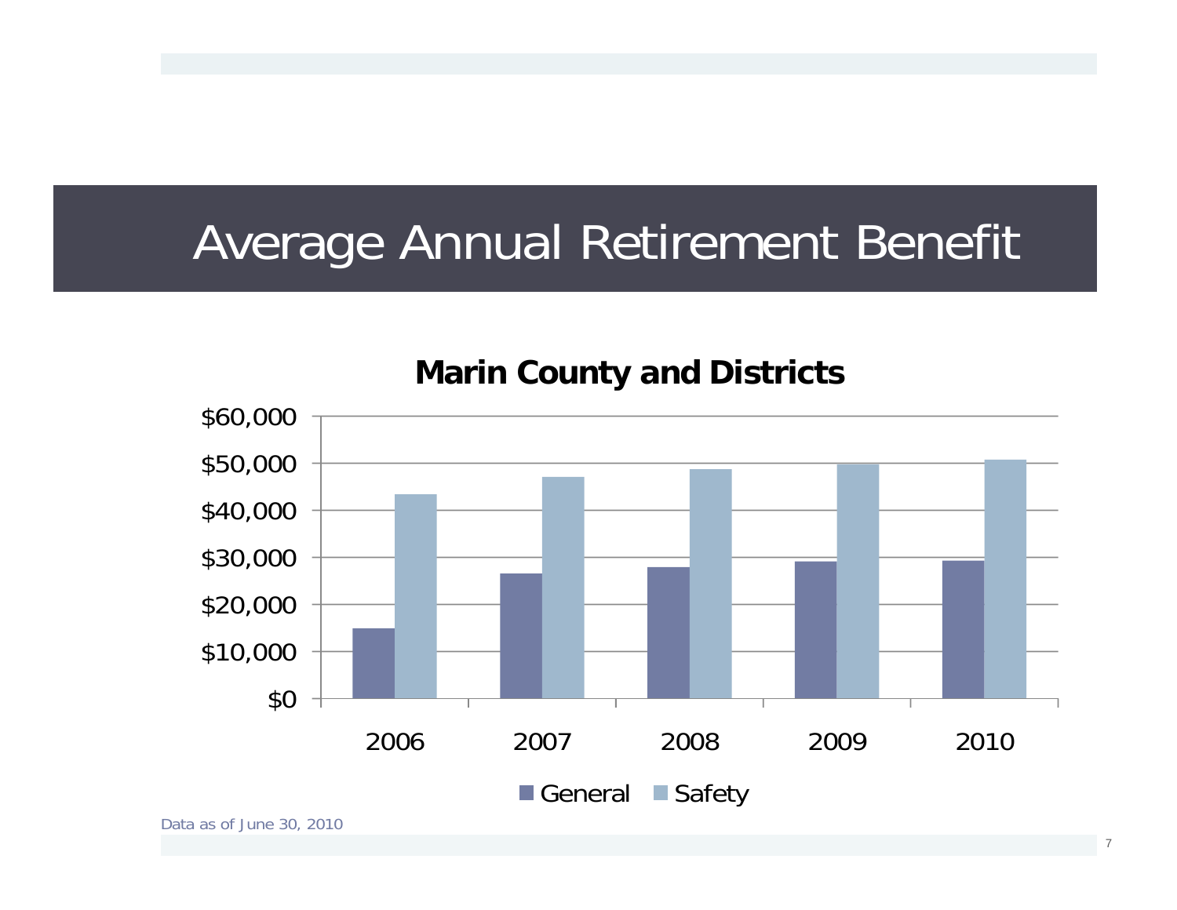# Average Annual Retirement Benefit

**Marin County and Districts**

$60,000
$50,000
$40,000
$30,000
$20,000
$10,000
$0

2006 2007 2008 2009 2010

General Safety

Data as of June 30, 2010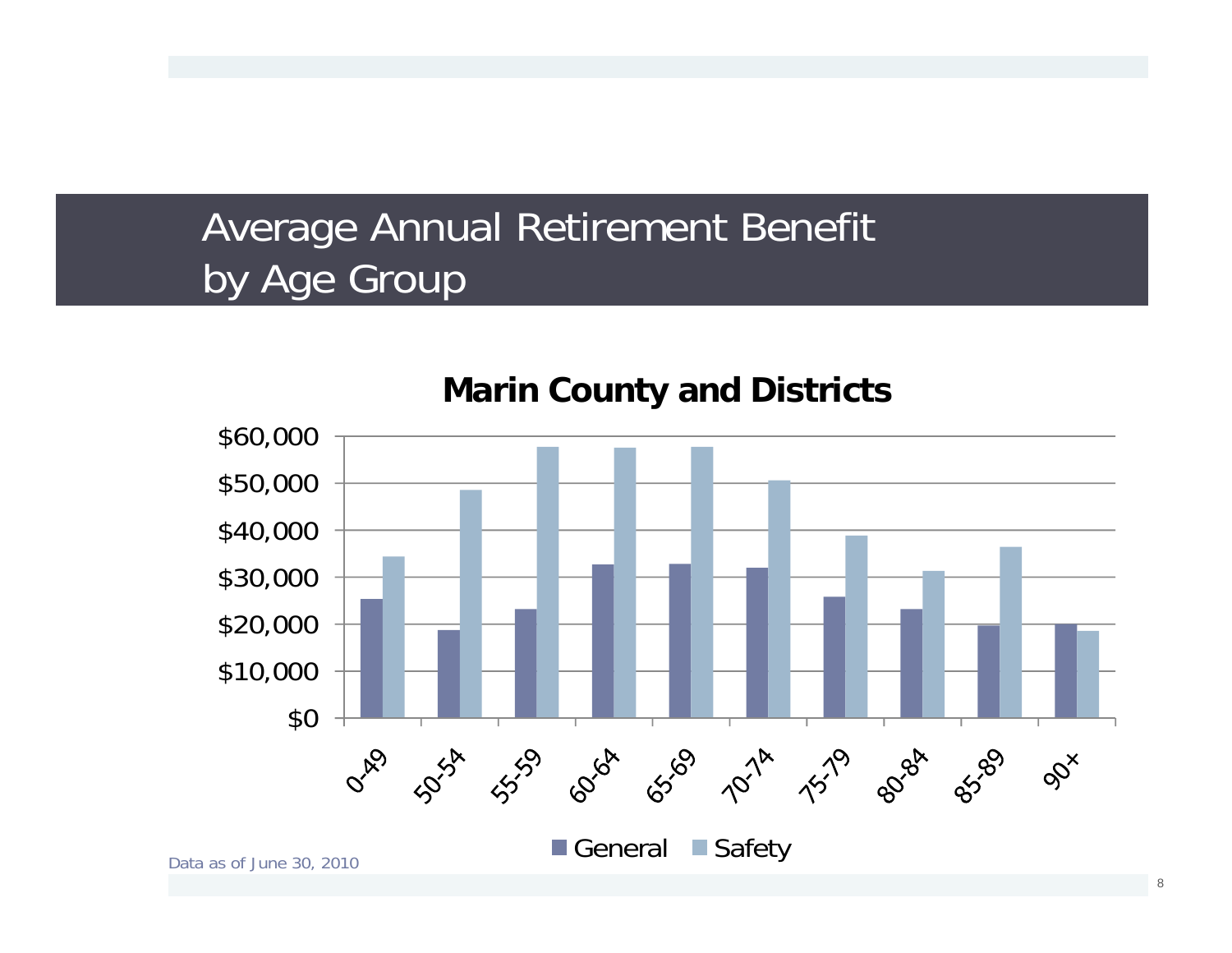# Average Annual Retirement Benefit by Age Group

**Marin County and Districts**

$60,000
$50,000
$40,000
$30,000
$20,000
$10,000
$0

0-49, 50-54, 55-59, 60-64, 65-69, 70-74, 75-79, 80-84, 85-89, 90+

General Safety

Data as of June 30, 2010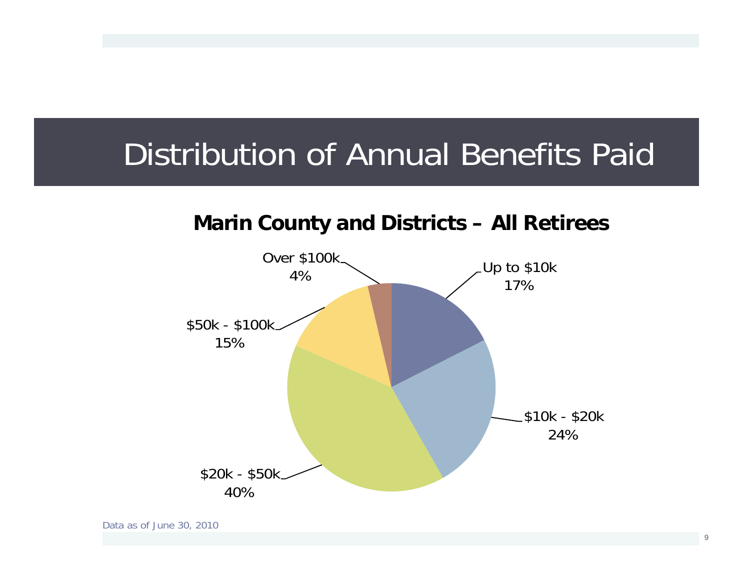# Distribution of Annual Benefits Paid

## Marin County and Districts – All Retirees

| Annual Benefit | Percentage |
|---|---|
| Up to $10k | 17% |
| $10k - $20k | 24% |
| $20k - $50k | 40% |
| $50k - $100k | 15% |
| Over $100k | 4% |

Data as of June 30, 2010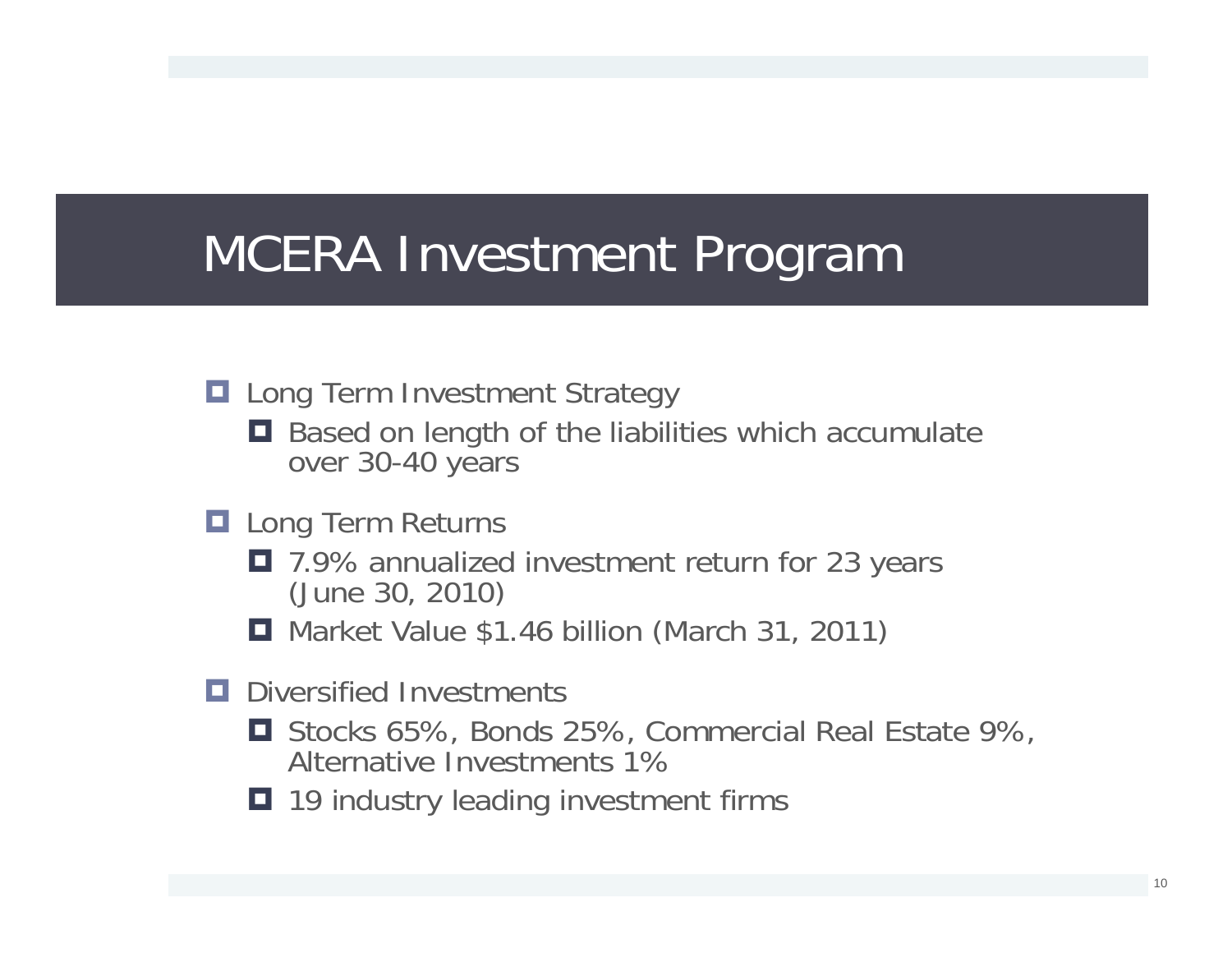# MCERA Investment Program

- Long Term Investment Strategy
  - Based on length of the liabilities which accumulate over 30-40 years
- Long Term Returns
  - 7.9% annualized investment return for 23 years (June 30, 2010)
  - Market Value $1.46 billion (March 31, 2011)
- Diversified Investments
  - Stocks 65%, Bonds 25%, Commercial Real Estate 9%, Alternative Investments 1%
  - 19 industry leading investment firms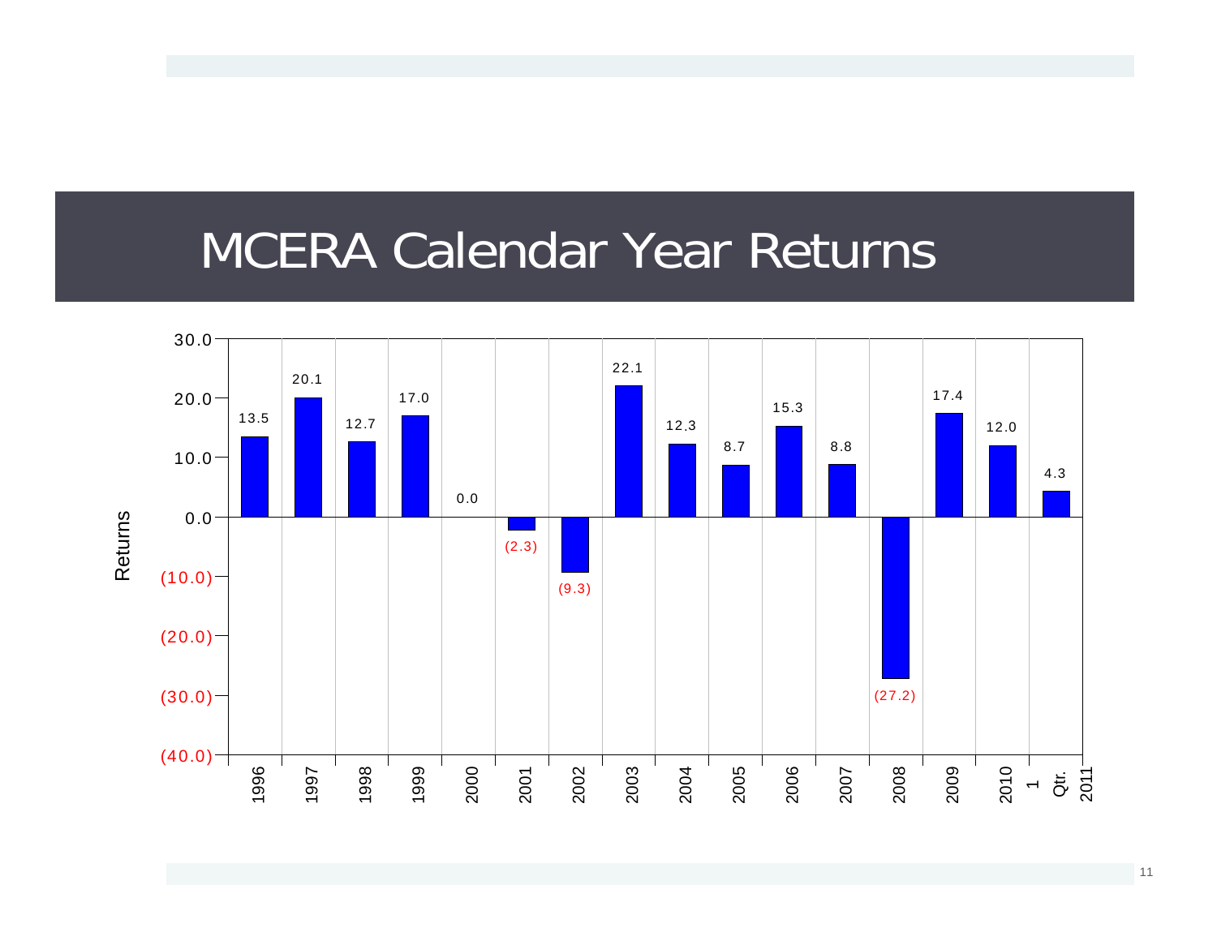# MCERA Calendar Year Returns

| Year | Returns |
|---|---|
| 1996 | 13.5 |
| 1997 | 20.1 |
| 1998 | 12.7 |
| 1999 | 17.0 |
| 2000 | 0.0 |
| 2001 | (2.3) |
| 2002 | (9.3) |
| 2003 | 22.1 |
| 2004 | 12.3 |
| 2005 | 8.7 |
| 2006 | 15.3 |
| 2007 | 8.8 |
| 2008 | (27.2) |
| 2009 | 17.4 |
| 2010 | 12.0 |
| 1 Qtr. 2011 | 4.3 |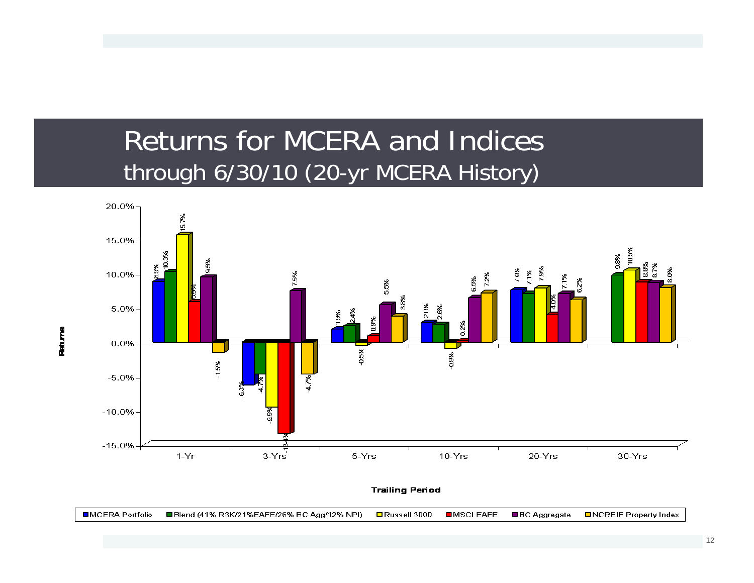# Returns for MCERA and Indices

## through 6/30/10 (20-yr MCERA History)

| Trailing Period | MCERA Portfolio | Blend (41% R3K/21%EAFE/26% BC Agg/12% NPI) | Russell 3000 | MSCI EAFE | BC Aggregate | NCREIF Property Index |
|---|---|---|---|---|---|---|
| 1-Yr | 8.9% | 10.3% | 15.7% | 5.9% | 9.5% | -1.5% |
| 3-Yrs | -6.3% | -4.7% | -9.5% | -13.4% | 7.5% | -4.7% |
| 5-Yrs | 1.9% | 2.4% | -0.5% | 0.9% | 5.5% | 3.8% |
| 10-Yrs | 2.8% | 2.6% | -0.9% | 0.2% | 6.5% | 7.2% |
| 20-Yrs | 7.6% | 7.1% | 7.9% | 4.0% | 7.1% | 6.2% |
| 30-Yrs | | 9.8% | 10.5% | 8.8% | 8.7% | 8.0% |

Returns

Trailing Period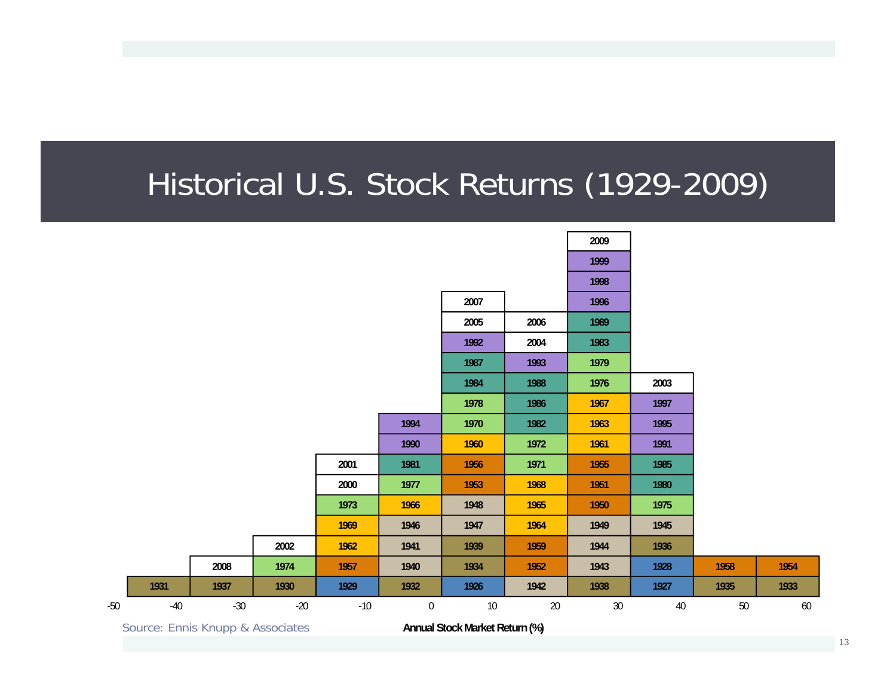# Historical U.S. Stock Returns (1929-2009)

| Annual Stock Market Return (%) | Years |
|---|---|
| -50 to -40 | 1931 |
| -40 to -30 | 1937, 2008 |
| -30 to -20 | 1930, 1974, 2002 |
| -20 to -10 | 1929, 1957, 1962, 1969, 1973, 2000, 2001 |
| -10 to 0 | 1932, 1940, 1941, 1946, 1966, 1977, 1981, 1990, 1994 |
| 0 to 10 | 1926, 1934, 1939, 1947, 1948, 1953, 1956, 1960, 1970, 1978, 1984, 1987, 1992, 2005, 2007 |
| 10 to 20 | 1942, 1952, 1959, 1964, 1965, 1968, 1971, 1972, 1982, 1986, 1988, 1993, 2004, 2006 |
| 20 to 30 | 1938, 1943, 1944, 1949, 1950, 1951, 1955, 1961, 1963, 1967, 1976, 1979, 1983, 1989, 1996, 1998, 1999, 2009 |
| 30 to 40 | 1927, 1928, 1936, 1945, 1975, 1980, 1985, 1991, 1995, 1997, 2003 |
| 40 to 50 | 1935, 1958 |
| 50 to 60 | 1933, 1954 |

Source: Ennis Knupp & Associates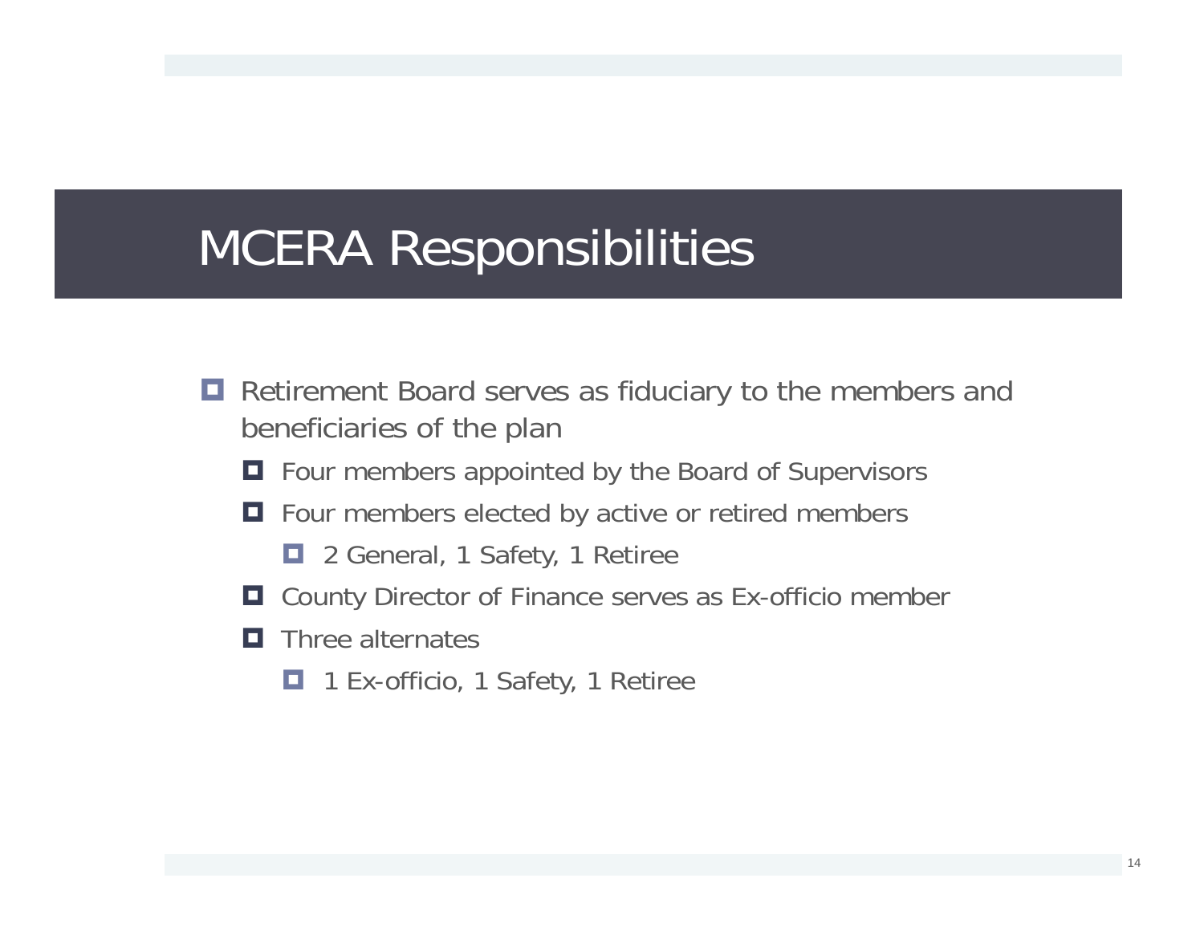# MCERA Responsibilities

- Retirement Board serves as fiduciary to the members and beneficiaries of the plan
  - Four members appointed by the Board of Supervisors
  - Four members elected by active or retired members
    - 2 General, 1 Safety, 1 Retiree
  - County Director of Finance serves as Ex-officio member
  - Three alternates
    - 1 Ex-officio, 1 Safety, 1 Retiree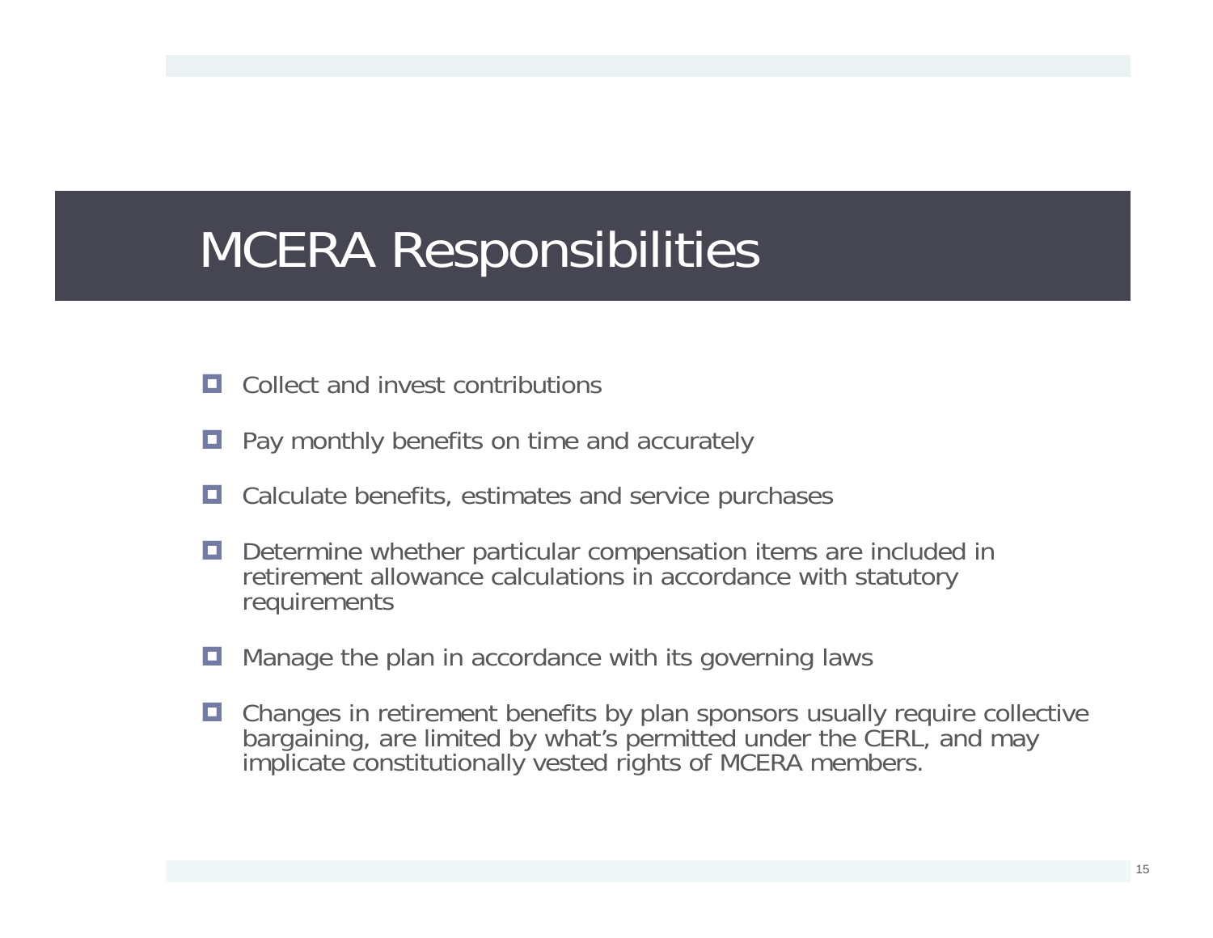# MCERA Responsibilities

- Collect and invest contributions
- Pay monthly benefits on time and accurately
- Calculate benefits, estimates and service purchases
- Determine whether particular compensation items are included in retirement allowance calculations in accordance with statutory requirements
- Manage the plan in accordance with its governing laws
- Changes in retirement benefits by plan sponsors usually require collective bargaining, are limited by what's permitted under the CERL, and may implicate constitutionally vested rights of MCERA members.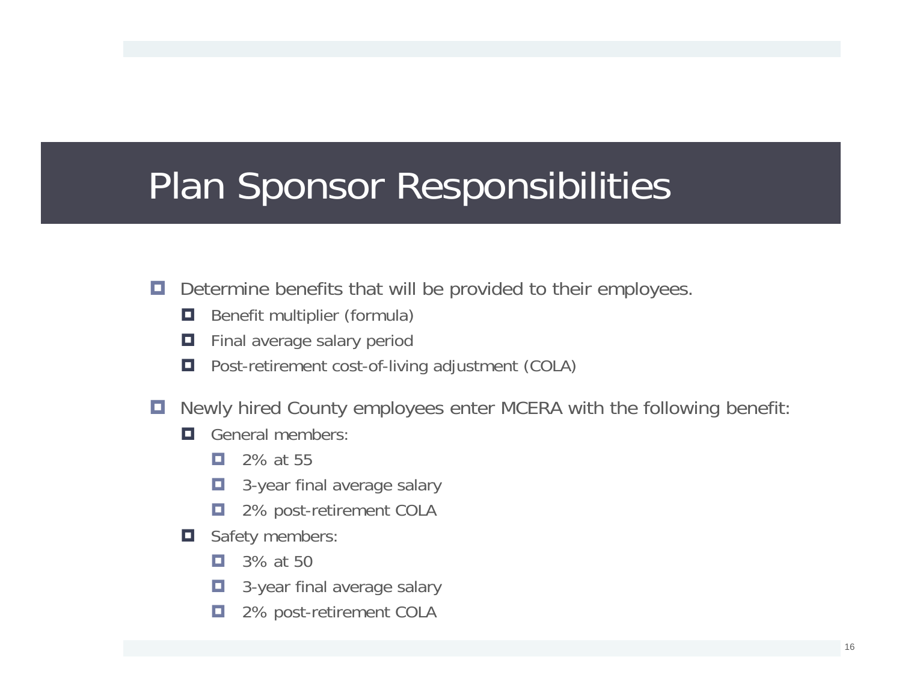# Plan Sponsor Responsibilities

- Determine benefits that will be provided to their employees.
  - Benefit multiplier (formula)
  - Final average salary period
  - Post-retirement cost-of-living adjustment (COLA)

- Newly hired County employees enter MCERA with the following benefit:
  - General members:
    - 2% at 55
    - 3-year final average salary
    - 2% post-retirement COLA
  - Safety members:
    - 3% at 50
    - 3-year final average salary
    - 2% post-retirement COLA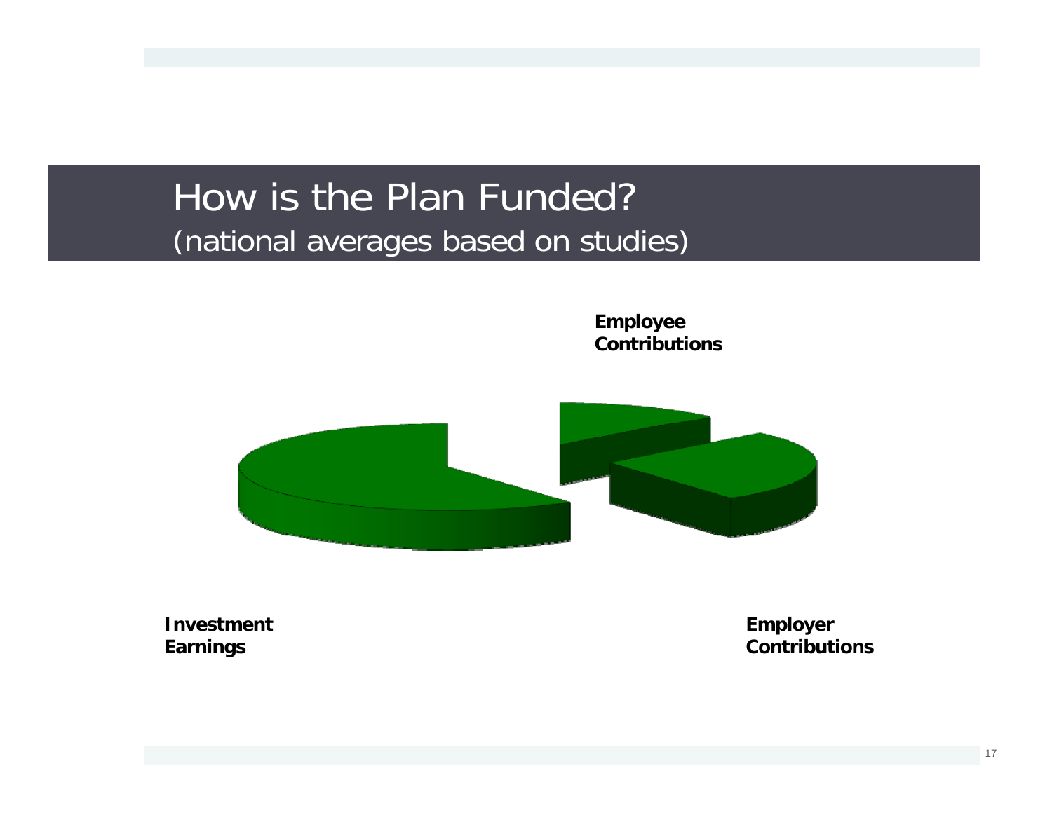# How is the Plan Funded?

(national averages based on studies)

**Employee Contributions**

**Investment Earnings**

**Employer Contributions**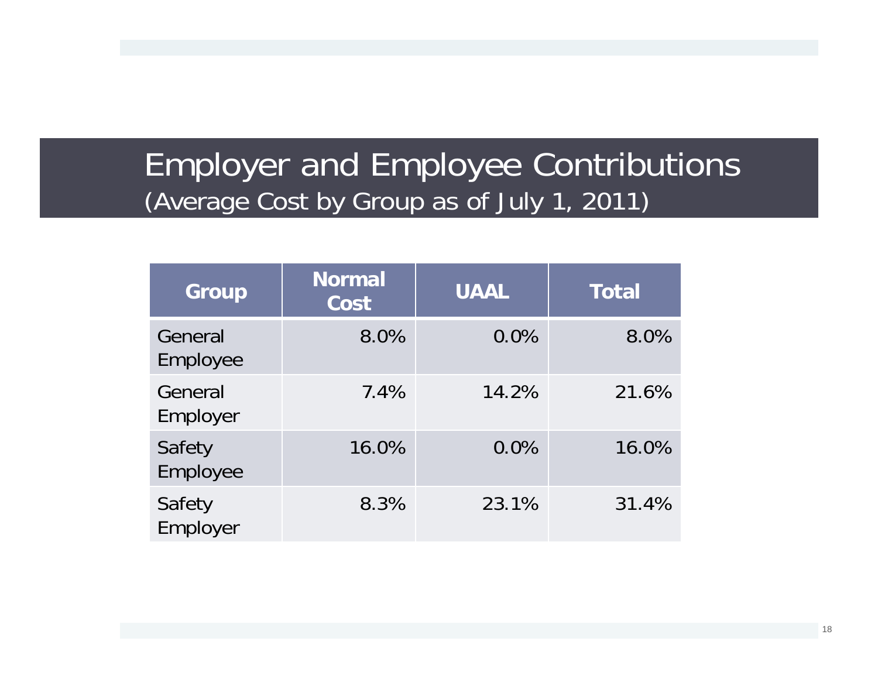# Employer and Employee Contributions
## (Average Cost by Group as of July 1, 2011)

| Group | Normal Cost | UAAL | Total |
|---|---|---|---|
| General Employee | 8.0% | 0.0% | 8.0% |
| General Employer | 7.4% | 14.2% | 21.6% |
| Safety Employee | 16.0% | 0.0% | 16.0% |
| Safety Employer | 8.3% | 23.1% | 31.4% |